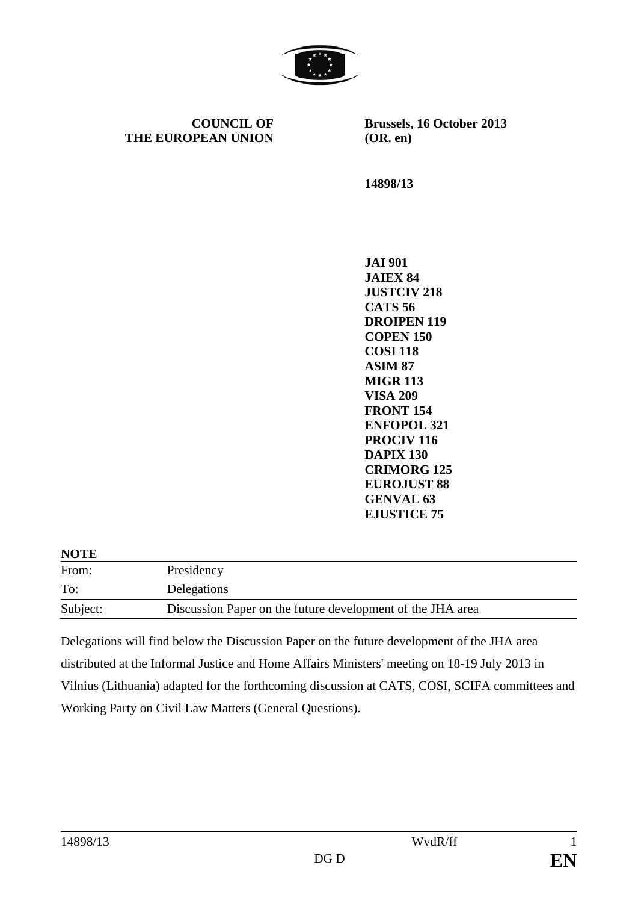**COUNCIL OF THE EUROPEAN UNION**

**Brussels, 16 October 2013 (OR. en)**

**14898/13**

**JAI 901**
**JAIEX 84**
**JUSTCIV 218**
**CATS 56**
**DROIPEN 119**
**COPEN 150**
**COSI 118**
**ASIM 87**
**MIGR 113**
**VISA 209**
**FRONT 154**
**ENFOPOL 321**
**PROCIV 116**
**DAPIX 130**
**CRIMORG 125**
**EUROJUST 88**
**GENVAL 63**
**EJUSTICE 75**

**NOTE**

| | |
|---|---|
| From: | Presidency |
| To: | Delegations |
| Subject: | Discussion Paper on the future development of the JHA area |

Delegations will find below the Discussion Paper on the future development of the JHA area distributed at the Informal Justice and Home Affairs Ministers' meeting on 18-19 July 2013 in Vilnius (Lithuania) adapted for the forthcoming discussion at CATS, COSI, SCIFA committees and Working Party on Civil Law Matters (General Questions).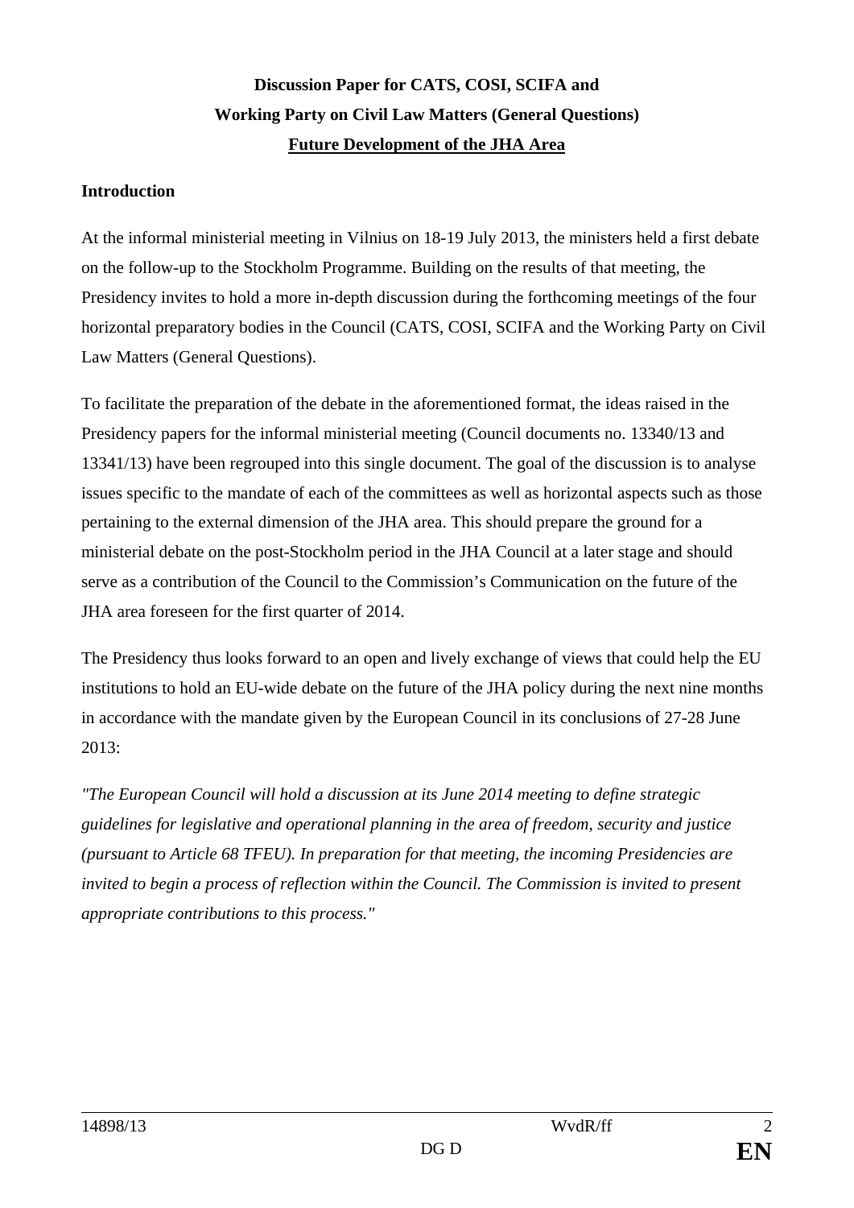**Discussion Paper for CATS, COSI, SCIFA and**
**Working Party on Civil Law Matters (General Questions)**
**Future Development of the JHA Area**

**Introduction**

At the informal ministerial meeting in Vilnius on 18-19 July 2013, the ministers held a first debate on the follow-up to the Stockholm Programme. Building on the results of that meeting, the Presidency invites to hold a more in-depth discussion during the forthcoming meetings of the four horizontal preparatory bodies in the Council (CATS, COSI, SCIFA and the Working Party on Civil Law Matters (General Questions).

To facilitate the preparation of the debate in the aforementioned format, the ideas raised in the Presidency papers for the informal ministerial meeting (Council documents no. 13340/13 and 13341/13) have been regrouped into this single document. The goal of the discussion is to analyse issues specific to the mandate of each of the committees as well as horizontal aspects such as those pertaining to the external dimension of the JHA area. This should prepare the ground for a ministerial debate on the post-Stockholm period in the JHA Council at a later stage and should serve as a contribution of the Council to the Commission's Communication on the future of the JHA area foreseen for the first quarter of 2014.

The Presidency thus looks forward to an open and lively exchange of views that could help the EU institutions to hold an EU-wide debate on the future of the JHA policy during the next nine months in accordance with the mandate given by the European Council in its conclusions of 27-28 June 2013:

*"The European Council will hold a discussion at its June 2014 meeting to define strategic guidelines for legislative and operational planning in the area of freedom, security and justice (pursuant to Article 68 TFEU). In preparation for that meeting, the incoming Presidencies are invited to begin a process of reflection within the Council. The Commission is invited to present appropriate contributions to this process."*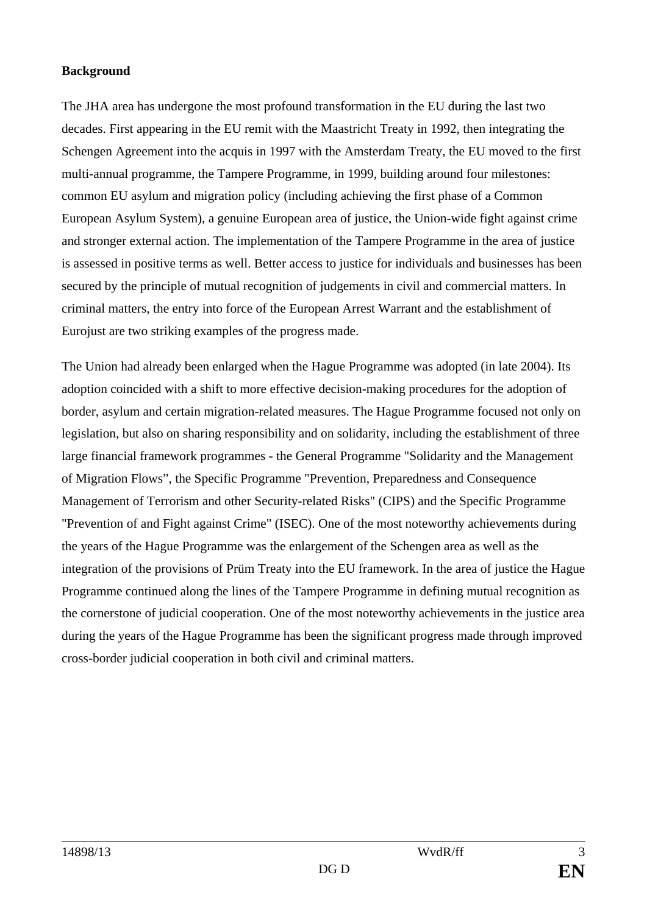**Background**

The JHA area has undergone the most profound transformation in the EU during the last two decades. First appearing in the EU remit with the Maastricht Treaty in 1992, then integrating the Schengen Agreement into the acquis in 1997 with the Amsterdam Treaty, the EU moved to the first multi-annual programme, the Tampere Programme, in 1999, building around four milestones: common EU asylum and migration policy (including achieving the first phase of a Common European Asylum System), a genuine European area of justice, the Union-wide fight against crime and stronger external action. The implementation of the Tampere Programme in the area of justice is assessed in positive terms as well. Better access to justice for individuals and businesses has been secured by the principle of mutual recognition of judgements in civil and commercial matters. In criminal matters, the entry into force of the European Arrest Warrant and the establishment of Eurojust are two striking examples of the progress made.

The Union had already been enlarged when the Hague Programme was adopted (in late 2004). Its adoption coincided with a shift to more effective decision-making procedures for the adoption of border, asylum and certain migration-related measures. The Hague Programme focused not only on legislation, but also on sharing responsibility and on solidarity, including the establishment of three large financial framework programmes - the General Programme "Solidarity and the Management of Migration Flows", the Specific Programme "Prevention, Preparedness and Consequence Management of Terrorism and other Security-related Risks" (CIPS) and the Specific Programme "Prevention of and Fight against Crime" (ISEC). One of the most noteworthy achievements during the years of the Hague Programme was the enlargement of the Schengen area as well as the integration of the provisions of Prüm Treaty into the EU framework. In the area of justice the Hague Programme continued along the lines of the Tampere Programme in defining mutual recognition as the cornerstone of judicial cooperation. One of the most noteworthy achievements in the justice area during the years of the Hague Programme has been the significant progress made through improved cross-border judicial cooperation in both civil and criminal matters.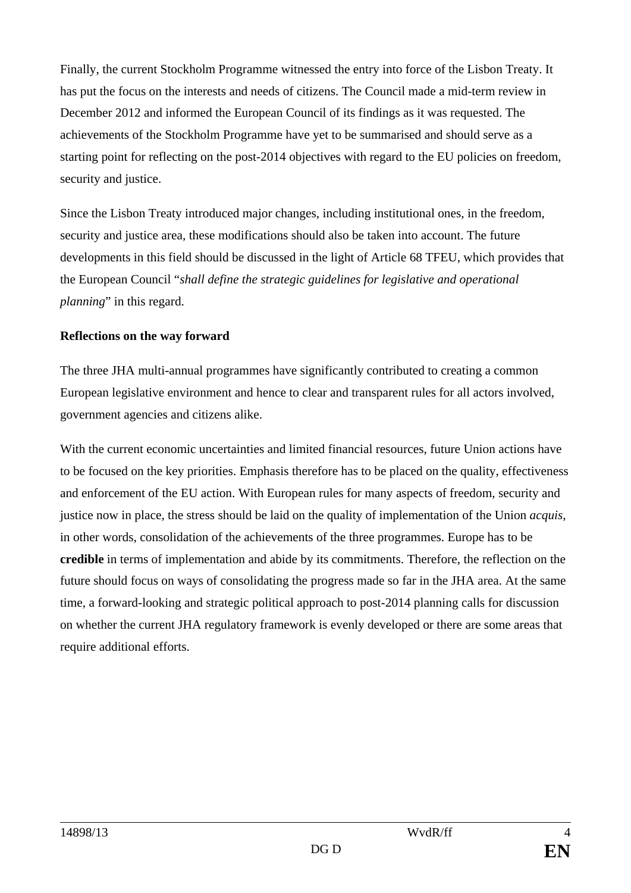Finally, the current Stockholm Programme witnessed the entry into force of the Lisbon Treaty. It has put the focus on the interests and needs of citizens. The Council made a mid-term review in December 2012 and informed the European Council of its findings as it was requested. The achievements of the Stockholm Programme have yet to be summarised and should serve as a starting point for reflecting on the post-2014 objectives with regard to the EU policies on freedom, security and justice.

Since the Lisbon Treaty introduced major changes, including institutional ones, in the freedom, security and justice area, these modifications should also be taken into account. The future developments in this field should be discussed in the light of Article 68 TFEU, which provides that the European Council "*shall define the strategic guidelines for legislative and operational planning*" in this regard.

**Reflections on the way forward**

The three JHA multi-annual programmes have significantly contributed to creating a common European legislative environment and hence to clear and transparent rules for all actors involved, government agencies and citizens alike.

With the current economic uncertainties and limited financial resources, future Union actions have to be focused on the key priorities. Emphasis therefore has to be placed on the quality, effectiveness and enforcement of the EU action. With European rules for many aspects of freedom, security and justice now in place, the stress should be laid on the quality of implementation of the Union *acquis*, in other words, consolidation of the achievements of the three programmes. Europe has to be **credible** in terms of implementation and abide by its commitments. Therefore, the reflection on the future should focus on ways of consolidating the progress made so far in the JHA area. At the same time, a forward-looking and strategic political approach to post-2014 planning calls for discussion on whether the current JHA regulatory framework is evenly developed or there are some areas that require additional efforts.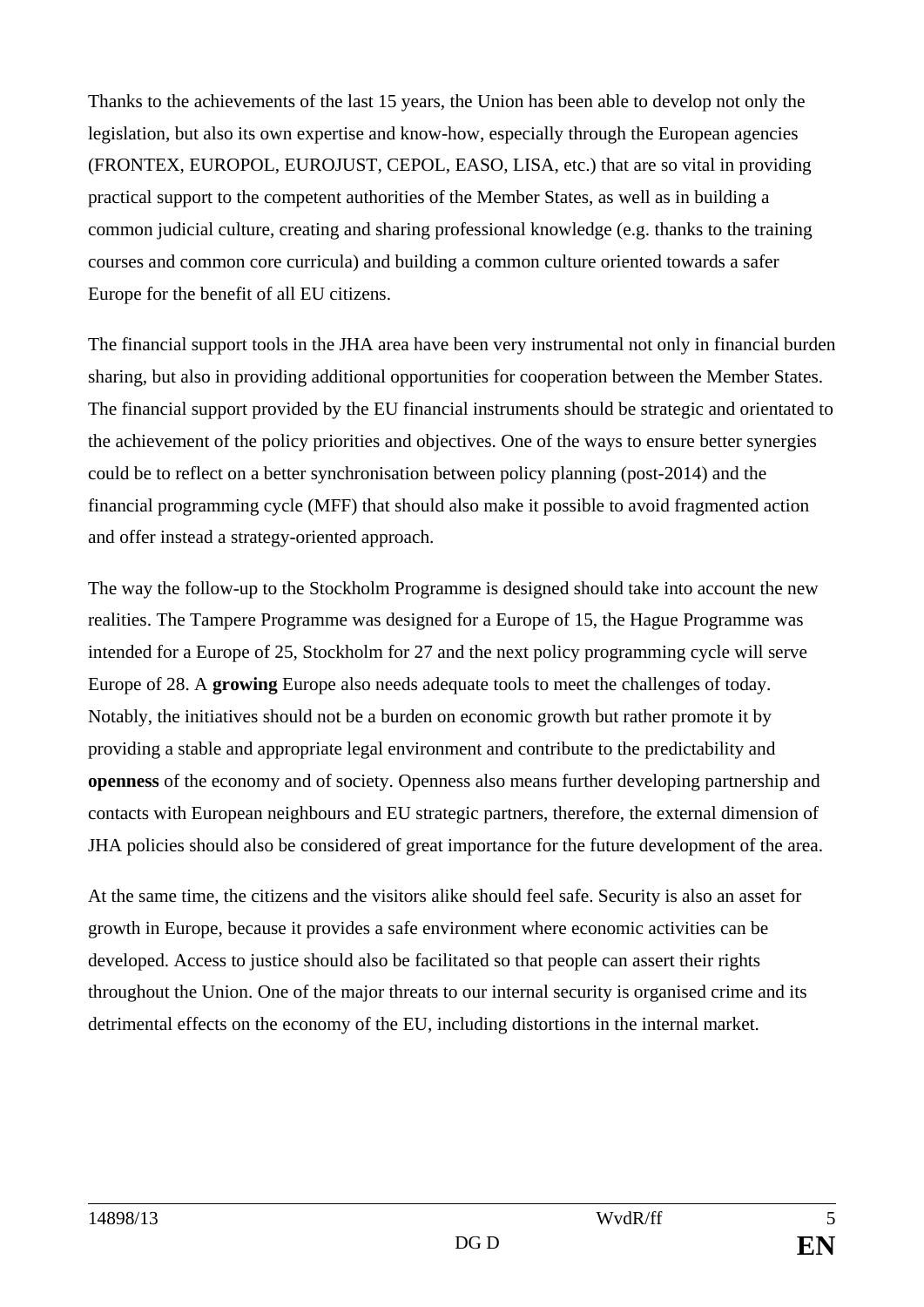Thanks to the achievements of the last 15 years, the Union has been able to develop not only the legislation, but also its own expertise and know-how, especially through the European agencies (FRONTEX, EUROPOL, EUROJUST, CEPOL, EASO, LISA, etc.) that are so vital in providing practical support to the competent authorities of the Member States, as well as in building a common judicial culture, creating and sharing professional knowledge (e.g. thanks to the training courses and common core curricula) and building a common culture oriented towards a safer Europe for the benefit of all EU citizens.

The financial support tools in the JHA area have been very instrumental not only in financial burden sharing, but also in providing additional opportunities for cooperation between the Member States. The financial support provided by the EU financial instruments should be strategic and orientated to the achievement of the policy priorities and objectives. One of the ways to ensure better synergies could be to reflect on a better synchronisation between policy planning (post-2014) and the financial programming cycle (MFF) that should also make it possible to avoid fragmented action and offer instead a strategy-oriented approach.

The way the follow-up to the Stockholm Programme is designed should take into account the new realities. The Tampere Programme was designed for a Europe of 15, the Hague Programme was intended for a Europe of 25, Stockholm for 27 and the next policy programming cycle will serve Europe of 28. A **growing** Europe also needs adequate tools to meet the challenges of today. Notably, the initiatives should not be a burden on economic growth but rather promote it by providing a stable and appropriate legal environment and contribute to the predictability and **openness** of the economy and of society. Openness also means further developing partnership and contacts with European neighbours and EU strategic partners, therefore, the external dimension of JHA policies should also be considered of great importance for the future development of the area.

At the same time, the citizens and the visitors alike should feel safe. Security is also an asset for growth in Europe, because it provides a safe environment where economic activities can be developed. Access to justice should also be facilitated so that people can assert their rights throughout the Union. One of the major threats to our internal security is organised crime and its detrimental effects on the economy of the EU, including distortions in the internal market.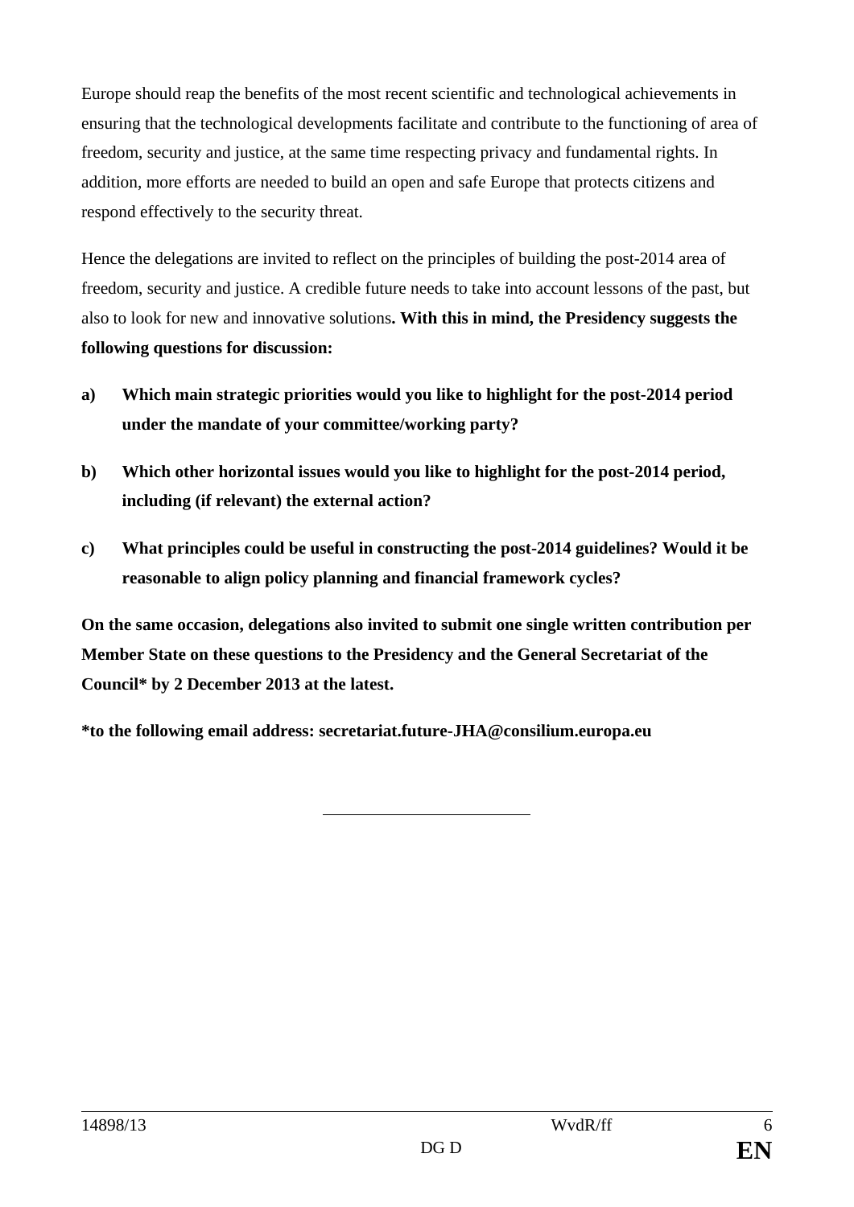Europe should reap the benefits of the most recent scientific and technological achievements in ensuring that the technological developments facilitate and contribute to the functioning of area of freedom, security and justice, at the same time respecting privacy and fundamental rights. In addition, more efforts are needed to build an open and safe Europe that protects citizens and respond effectively to the security threat.

Hence the delegations are invited to reflect on the principles of building the post-2014 area of freedom, security and justice. A credible future needs to take into account lessons of the past, but also to look for new and innovative solutions**. With this in mind, the Presidency suggests the following questions for discussion:**

**a) Which main strategic priorities would you like to highlight for the post-2014 period under the mandate of your committee/working party?**

**b) Which other horizontal issues would you like to highlight for the post-2014 period, including (if relevant) the external action?**

**c) What principles could be useful in constructing the post-2014 guidelines? Would it be reasonable to align policy planning and financial framework cycles?**

**On the same occasion, delegations also invited to submit one single written contribution per Member State on these questions to the Presidency and the General Secretariat of the Council* by 2 December 2013 at the latest.**

***to the following email address: secretariat.future-JHA@consilium.europa.eu**